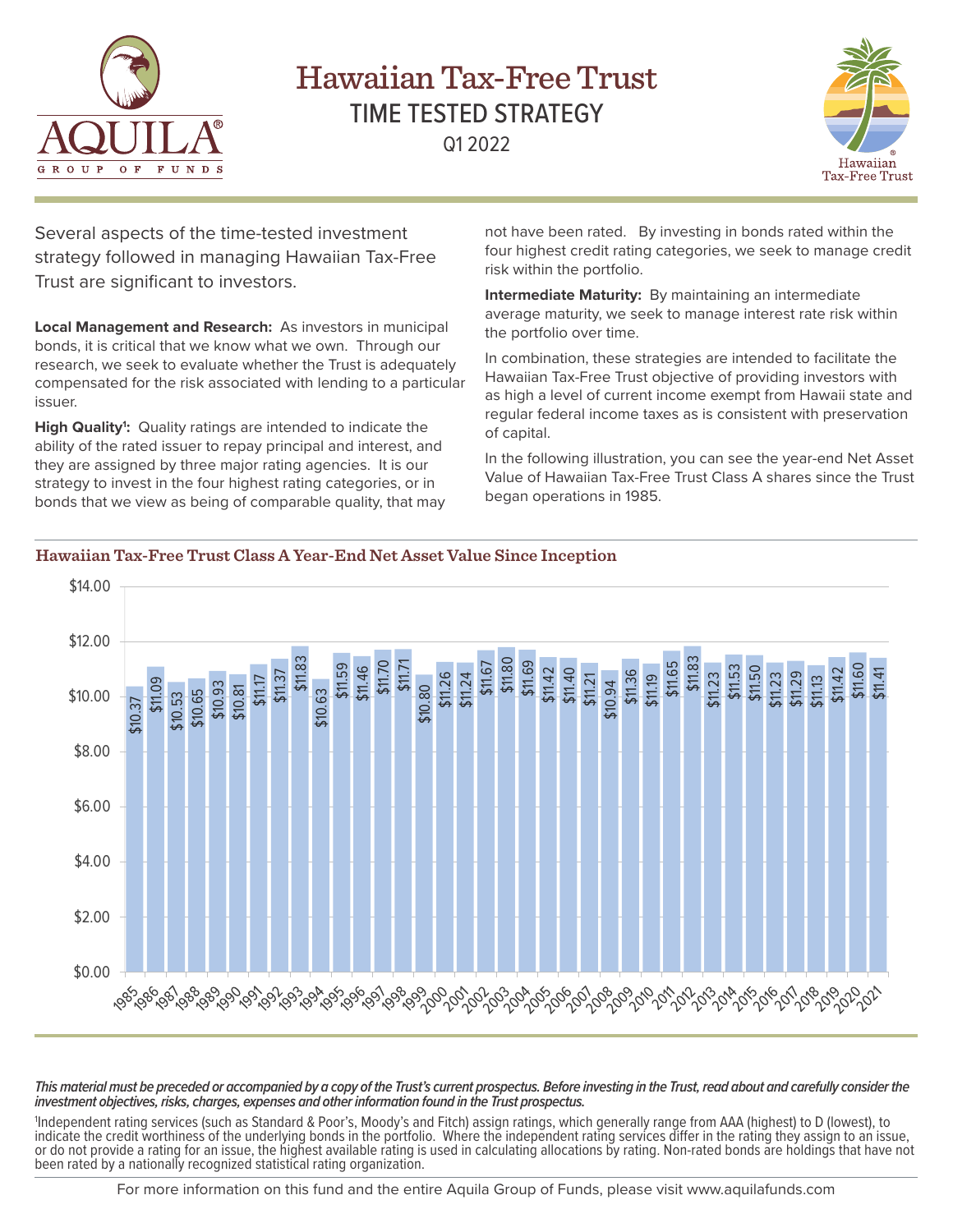# Hawaiian Tax-Free Trust

## TIME TESTED STRATEGY

Q1 2022

Several aspects of the time-tested investment strategy followed in managing Hawaiian Tax-Free Trust are significant to investors.

**Local Management and Research:** As investors in municipal bonds, it is critical that we know what we own. Through our research, we seek to evaluate whether the Trust is adequately compensated for the risk associated with lending to a particular issuer.

**High Quality[1]:** Quality ratings are intended to indicate the ability of the rated issuer to repay principal and interest, and they are assigned by three major rating agencies. It is our strategy to invest in the four highest rating categories, or in bonds that we view as being of comparable quality, that may not have been rated. By investing in bonds rated within the four highest credit rating categories, we seek to manage credit risk within the portfolio.

**Intermediate Maturity:** By maintaining an intermediate average maturity, we seek to manage interest rate risk within the portfolio over time.

In combination, these strategies are intended to facilitate the Hawaiian Tax-Free Trust objective of providing investors with as high a level of current income exempt from Hawaii state and regular federal income taxes as is consistent with preservation of capital.

In the following illustration, you can see the year-end Net Asset Value of Hawaiian Tax-Free Trust Class A shares since the Trust began operations in 1985.

### Hawaiian Tax-Free Trust Class A Year-End Net Asset Value Since Inception

$14.00
$12.00
$10.00
$8.00
$6.00
$4.00
$2.00
$0.00

1985 $10.37
1986 $11.09
1987 $10.53
1988 $10.65
1989 $10.93
1990 $10.81
1991 $11.17
1992 $11.37
1993 $11.83
1994 $10.63
1995 $11.59
1996 $11.46
1997 $11.70
1998 $11.71
1999 $10.80
2000 $11.26
2001 $11.24
2002 $11.67
2003 $11.80
2004 $11.69
2005 $11.42
2006 $11.40
2007 $11.21
2008 $10.94
2009 $11.36
2010 $11.19
2011 $11.65
2012 $11.83
2013 $11.23
2014 $11.53
2015 $11.50
2016 $11.23
2017 $11.29
2018 $11.13
2019 $11.42
2020 $11.60
2021 $11.41

***This material must be preceded or accompanied by a copy of the Trust's current prospectus. Before investing in the Trust, read about and carefully consider the investment objectives, risks, charges, expenses and other information found in the Trust prospectus.***

[1]Independent rating services (such as Standard & Poor's, Moody's and Fitch) assign ratings, which generally range from AAA (highest) to D (lowest), to indicate the credit worthiness of the underlying bonds in the portfolio. Where the independent rating services differ in the rating they assign to an issue, or do not provide a rating for an issue, the highest available rating is used in calculating allocations by rating. Non-rated bonds are holdings that have not been rated by a nationally recognized statistical rating organization.

For more information on this fund and the entire Aquila Group of Funds, please visit www.aquilafunds.com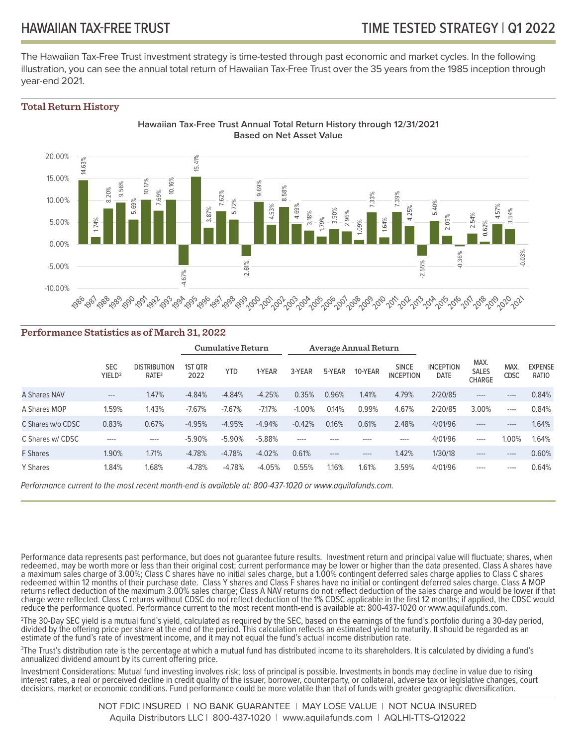# HAWAIIAN TAX-FREE TRUST

## TIME TESTED STRATEGY | Q1 2022

The Hawaiian Tax-Free Trust investment strategy is time-tested through past economic and market cycles. In the following illustration, you can see the annual total return of Hawaiian Tax-Free Trust over the 35 years from the 1985 inception through year-end 2021.

### Total Return History

Hawaiian Tax-Free Trust Annual Total Return History through 12/31/2021
Based on Net Asset Value

20.00%
15.00%
10.00%
5.00%
0.00%
-5.00%
-10.00%

14.63% 1.74% 8.20% 9.56% 5.69% 10.17% 7.69% 10.16% -4.67% 15.41% 3.87% 7.62% 5.72% -2.61% 9.69% 4.53% 8.58% 4.69% 3.18% 1.79% 3.50% 2.96% 1.09% 7.33% 1.64% 7.39% 4.25% -2.55% 5.40% 2.05% -0.36% 2.54% 0.62% 4.57% 3.54% -0.03%

1986 1987 1988 1989 1990 1991 1992 1993 1994 1995 1996 1997 1998 1999 2000 2001 2002 2003 2004 2005 2006 2007 2008 2009 2010 2011 2012 2013 2014 2015 2016 2017 2018 2019 2020 2021

### Performance Statistics as of March 31, 2022

| | | | Cumulative Return | | | Average Annual Return | | | | | | | |
|---|---|---|---|---|---|---|---|---|---|---|---|---|---|
| | SEC YIELD[2] | DISTRIBUTION RATE[3] | 1ST QTR 2022 | YTD | 1-YEAR | 3-YEAR | 5-YEAR | 10-YEAR | SINCE INCEPTION | INCEPTION DATE | MAX. SALES CHARGE | MAX. CDSC | EXPENSE RATIO |
| A Shares NAV | --- | 1.47% | -4.84% | -4.84% | -4.25% | 0.35% | 0.96% | 1.41% | 4.79% | 2/20/85 | ---- | ---- | 0.84% |
| A Shares MOP | 1.59% | 1.43% | -7.67% | -7.67% | -7.17% | -1.00% | 0.14% | 0.99% | 4.67% | 2/20/85 | 3.00% | ---- | 0.84% |
| C Shares w/o CDSC | 0.83% | 0.67% | -4.95% | -4.95% | -4.94% | -0.42% | 0.16% | 0.61% | 2.48% | 4/01/96 | ---- | ---- | 1.64% |
| C Shares w/ CDSC | ---- | ---- | -5.90% | -5.90% | -5.88% | ---- | ---- | ---- | ---- | 4/01/96 | ---- | 1.00% | 1.64% |
| F Shares | 1.90% | 1.71% | -4.78% | -4.78% | -4.02% | 0.61% | ---- | ---- | 1.42% | 1/30/18 | ---- | ---- | 0.60% |
| Y Shares | 1.84% | 1.68% | -4.78% | -4.78% | -4.05% | 0.55% | 1.16% | 1.61% | 3.59% | 4/01/96 | ---- | ---- | 0.64% |

*Performance current to the most recent month-end is available at: 800-437-1020 or www.aquilafunds.com.*

Performance data represents past performance, but does not guarantee future results. Investment return and principal value will fluctuate; shares, when redeemed, may be worth more or less than their original cost; current performance may be lower or higher than the data presented. Class A shares have a maximum sales charge of 3.00%; Class C shares have no initial sales charge, but a 1.00% contingent deferred sales charge applies to Class C shares redeemed within 12 months of their purchase date. Class Y shares and Class F shares have no initial or contingent deferred sales charge. Class A MOP returns reflect deduction of the maximum 3.00% sales charge; Class A NAV returns do not reflect deduction of the sales charge and would be lower if that charge were reflected. Class C returns without CDSC do not reflect deduction of the 1% CDSC applicable in the first 12 months; if applied, the CDSC would reduce the performance quoted. Performance current to the most recent month-end is available at: 800-437-1020 or www.aquilafunds.com.

[2]The 30-Day SEC yield is a mutual fund's yield, calculated as required by the SEC, based on the earnings of the fund's portfolio during a 30-day period, divided by the offering price per share at the end of the period. This calculation reflects an estimated yield to maturity. It should be regarded as an estimate of the fund's rate of investment income, and it may not equal the fund's actual income distribution rate.

[3]The Trust's distribution rate is the percentage at which a mutual fund has distributed income to its shareholders. It is calculated by dividing a fund's annualized dividend amount by its current offering price.

Investment Considerations: Mutual fund investing involves risk; loss of principal is possible. Investments in bonds may decline in value due to rising interest rates, a real or perceived decline in credit quality of the issuer, borrower, counterparty, or collateral, adverse tax or legislative changes, court decisions, market or economic conditions. Fund performance could be more volatile than that of funds with greater geographic diversification.

NOT FDIC INSURED | NO BANK GUARANTEE | MAY LOSE VALUE | NOT NCUA INSURED
Aquila Distributors LLC | 800-437-1020 | www.aquilafunds.com | AQLHI-TTS-Q12022